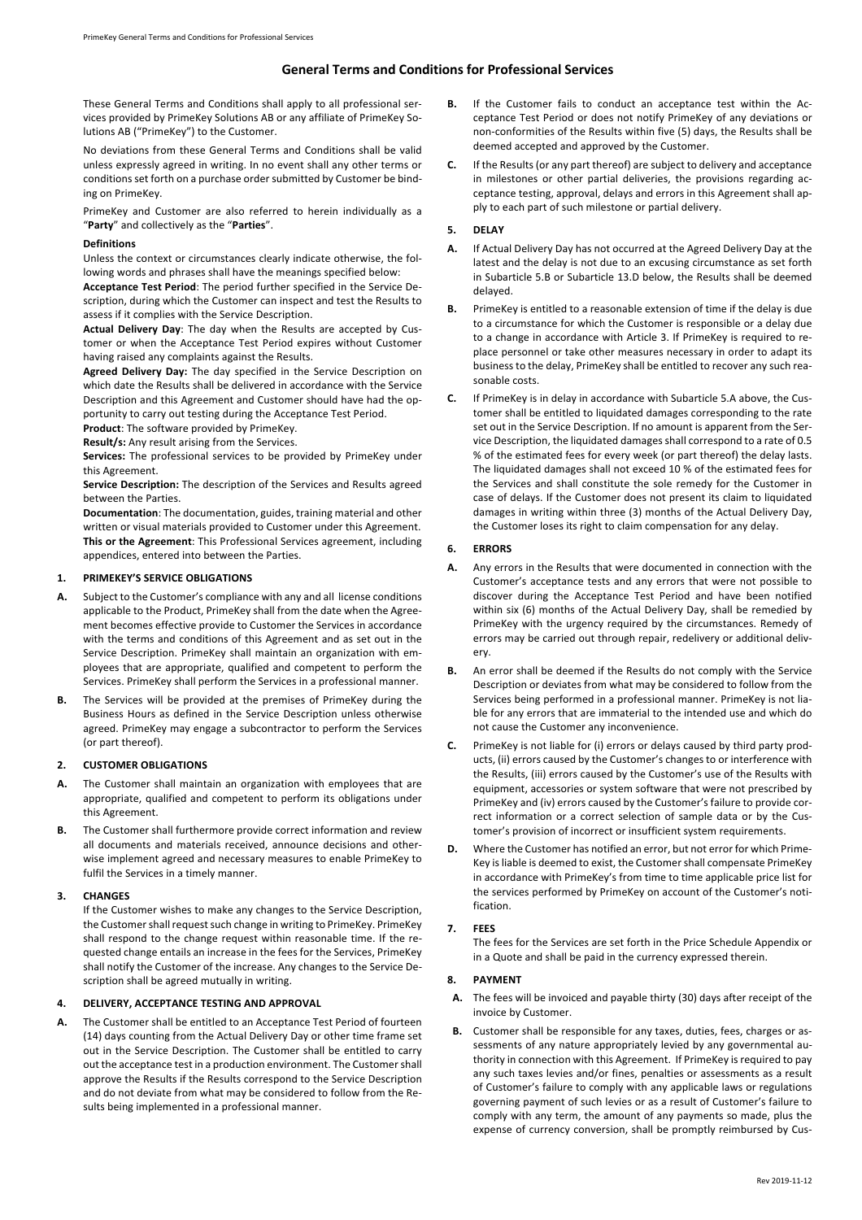# General Terms and Conditions for Professional Services

These General Terms and Conditions shall apply to all professional services provided by PrimeKey Solutions AB or any affiliate of PrimeKey Solutions AB ("PrimeKey") to the Customer.

No deviations from these General Terms and Conditions shall be valid unless expressly agreed in writing. In no event shall any other terms or conditions set forth on a purchase order submitted by Customer be binding on PrimeKey.

PrimeKey and Customer are also referred to herein individually as a "**Party**" and collectively as the "**Parties**".

**Definitions**

Unless the context or circumstances clearly indicate otherwise, the following words and phrases shall have the meanings specified below:

**Acceptance Test Period**: The period further specified in the Service Description, during which the Customer can inspect and test the Results to assess if it complies with the Service Description.

**Actual Delivery Day**: The day when the Results are accepted by Customer or when the Acceptance Test Period expires without Customer having raised any complaints against the Results.

**Agreed Delivery Day:** The day specified in the Service Description on which date the Results shall be delivered in accordance with the Service Description and this Agreement and Customer should have had the opportunity to carry out testing during the Acceptance Test Period.

**Product**: The software provided by PrimeKey.

**Result/s:** Any result arising from the Services.

**Services:** The professional services to be provided by PrimeKey under this Agreement.

**Service Description:** The description of the Services and Results agreed between the Parties.

**Documentation**: The documentation, guides, training material and other written or visual materials provided to Customer under this Agreement.

**This or the Agreement**: This Professional Services agreement, including appendices, entered into between the Parties.

## 1. PRIMEKEY'S SERVICE OBLIGATIONS

**A.** Subject to the Customer's compliance with any and all license conditions applicable to the Product, PrimeKey shall from the date when the Agreement becomes effective provide to Customer the Services in accordance with the terms and conditions of this Agreement and as set out in the Service Description. PrimeKey shall maintain an organization with employees that are appropriate, qualified and competent to perform the Services. PrimeKey shall perform the Services in a professional manner.

**B.** The Services will be provided at the premises of PrimeKey during the Business Hours as defined in the Service Description unless otherwise agreed. PrimeKey may engage a subcontractor to perform the Services (or part thereof).

## 2. CUSTOMER OBLIGATIONS

**A.** The Customer shall maintain an organization with employees that are appropriate, qualified and competent to perform its obligations under this Agreement.

**B.** The Customer shall furthermore provide correct information and review all documents and materials received, announce decisions and otherwise implement agreed and necessary measures to enable PrimeKey to fulfil the Services in a timely manner.

## 3. CHANGES

If the Customer wishes to make any changes to the Service Description, the Customer shall request such change in writing to PrimeKey. PrimeKey shall respond to the change request within reasonable time. If the requested change entails an increase in the fees for the Services, PrimeKey shall notify the Customer of the increase. Any changes to the Service Description shall be agreed mutually in writing.

## 4. DELIVERY, ACCEPTANCE TESTING AND APPROVAL

**A.** The Customer shall be entitled to an Acceptance Test Period of fourteen (14) days counting from the Actual Delivery Day or other time frame set out in the Service Description. The Customer shall be entitled to carry out the acceptance test in a production environment. The Customer shall approve the Results if the Results correspond to the Service Description and do not deviate from what may be considered to follow from the Results being implemented in a professional manner.

**B.** If the Customer fails to conduct an acceptance test within the Acceptance Test Period or does not notify PrimeKey of any deviations or non-conformities of the Results within five (5) days, the Results shall be deemed accepted and approved by the Customer.

**C.** If the Results (or any part thereof) are subject to delivery and acceptance in milestones or other partial deliveries, the provisions regarding acceptance testing, approval, delays and errors in this Agreement shall apply to each part of such milestone or partial delivery.

## 5. DELAY

**A.** If Actual Delivery Day has not occurred at the Agreed Delivery Day at the latest and the delay is not due to an excusing circumstance as set forth in Subarticle 5.B or Subarticle 13.D below, the Results shall be deemed delayed.

**B.** PrimeKey is entitled to a reasonable extension of time if the delay is due to a circumstance for which the Customer is responsible or a delay due to a change in accordance with Article 3. If PrimeKey is required to replace personnel or take other measures necessary in order to adapt its business to the delay, PrimeKey shall be entitled to recover any such reasonable costs.

**C.** If PrimeKey is in delay in accordance with Subarticle 5.A above, the Customer shall be entitled to liquidated damages corresponding to the rate set out in the Service Description. If no amount is apparent from the Service Description, the liquidated damages shall correspond to a rate of 0.5 % of the estimated fees for every week (or part thereof) the delay lasts. The liquidated damages shall not exceed 10 % of the estimated fees for the Services and shall constitute the sole remedy for the Customer in case of delays. If the Customer does not present its claim to liquidated damages in writing within three (3) months of the Actual Delivery Day, the Customer loses its right to claim compensation for any delay.

## 6. ERRORS

**A.** Any errors in the Results that were documented in connection with the Customer's acceptance tests and any errors that were not possible to discover during the Acceptance Test Period and have been notified within six (6) months of the Actual Delivery Day, shall be remedied by PrimeKey with the urgency required by the circumstances. Remedy of errors may be carried out through repair, redelivery or additional delivery.

**B.** An error shall be deemed if the Results do not comply with the Service Description or deviates from what may be considered to follow from the Services being performed in a professional manner. PrimeKey is not liable for any errors that are immaterial to the intended use and which do not cause the Customer any inconvenience.

**C.** PrimeKey is not liable for (i) errors or delays caused by third party products, (ii) errors caused by the Customer's changes to or interference with the Results, (iii) errors caused by the Customer's use of the Results with equipment, accessories or system software that were not prescribed by PrimeKey and (iv) errors caused by the Customer's failure to provide correct information or a correct selection of sample data or by the Customer's provision of incorrect or insufficient system requirements.

**D.** Where the Customer has notified an error, but not error for which PrimeKey is liable is deemed to exist, the Customer shall compensate PrimeKey in accordance with PrimeKey's from time to time applicable price list for the services performed by PrimeKey on account of the Customer's notification.

## 7. FEES

The fees for the Services are set forth in the Price Schedule Appendix or in a Quote and shall be paid in the currency expressed therein.

## 8. PAYMENT

**A.** The fees will be invoiced and payable thirty (30) days after receipt of the invoice by Customer.

**B.** Customer shall be responsible for any taxes, duties, fees, charges or assessments of any nature appropriately levied by any governmental authority in connection with this Agreement. If PrimeKey is required to pay any such taxes levies and/or fines, penalties or assessments as a result of Customer's failure to comply with any applicable laws or regulations governing payment of such levies or as a result of Customer's failure to comply with any term, the amount of any payments so made, plus the expense of currency conversion, shall be promptly reimbursed by Cus-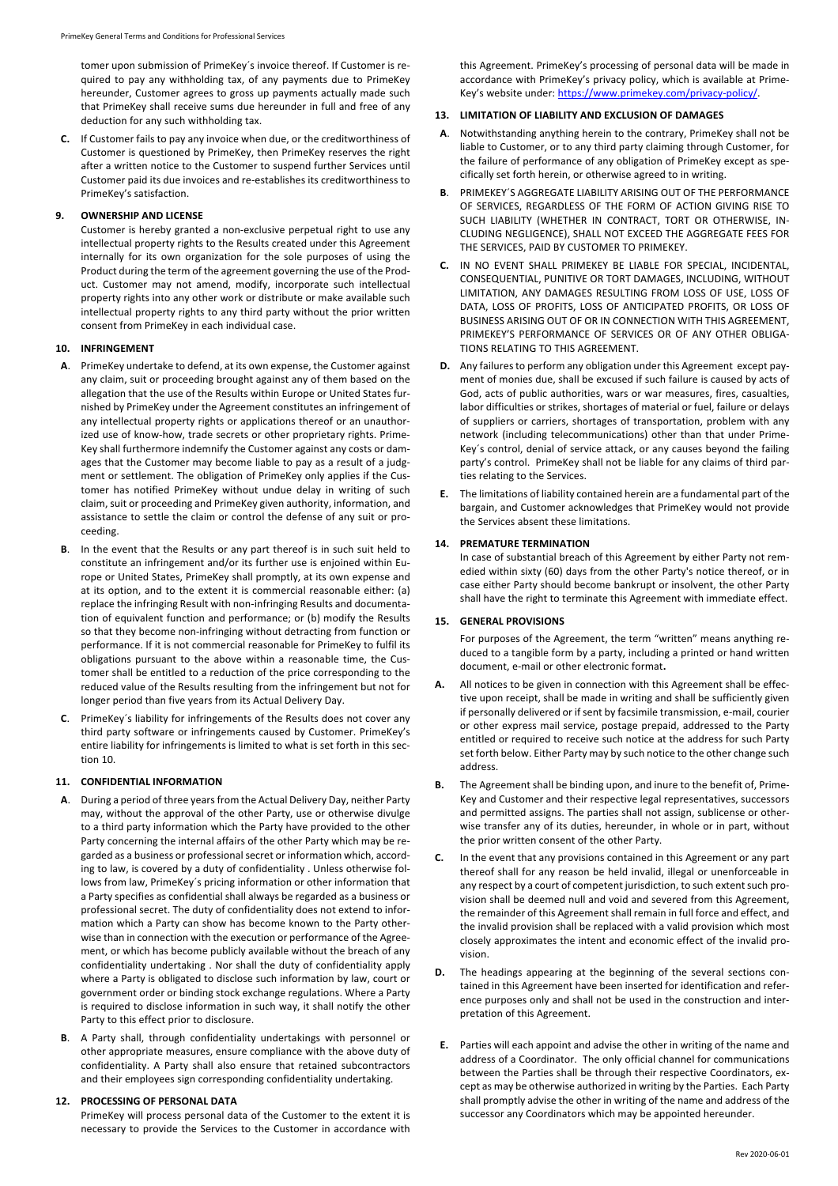tomer upon submission of PrimeKey´s invoice thereof. If Customer is required to pay any withholding tax, of any payments due to PrimeKey hereunder, Customer agrees to gross up payments actually made such that PrimeKey shall receive sums due hereunder in full and free of any deduction for any such withholding tax.

**C.** If Customer fails to pay any invoice when due, or the creditworthiness of Customer is questioned by PrimeKey, then PrimeKey reserves the right after a written notice to the Customer to suspend further Services until Customer paid its due invoices and re-establishes its creditworthiness to PrimeKey's satisfaction.

## 9. OWNERSHIP AND LICENSE

Customer is hereby granted a non-exclusive perpetual right to use any intellectual property rights to the Results created under this Agreement internally for its own organization for the sole purposes of using the Product during the term of the agreement governing the use of the Product. Customer may not amend, modify, incorporate such intellectual property rights into any other work or distribute or make available such intellectual property rights to any third party without the prior written consent from PrimeKey in each individual case.

## 10. INFRINGEMENT

**A**. PrimeKey undertake to defend, at its own expense, the Customer against any claim, suit or proceeding brought against any of them based on the allegation that the use of the Results within Europe or United States furnished by PrimeKey under the Agreement constitutes an infringement of any intellectual property rights or applications thereof or an unauthorized use of know-how, trade secrets or other proprietary rights. PrimeKey shall furthermore indemnify the Customer against any costs or damages that the Customer may become liable to pay as a result of a judgment or settlement. The obligation of PrimeKey only applies if the Customer has notified PrimeKey without undue delay in writing of such claim, suit or proceeding and PrimeKey given authority, information, and assistance to settle the claim or control the defense of any suit or proceeding.

**B**. In the event that the Results or any part thereof is in such suit held to constitute an infringement and/or its further use is enjoined within Europe or United States, PrimeKey shall promptly, at its own expense and at its option, and to the extent it is commercial reasonable either: (a) replace the infringing Result with non-infringing Results and documentation of equivalent function and performance; or (b) modify the Results so that they become non-infringing without detracting from function or performance. If it is not commercial reasonable for PrimeKey to fulfil its obligations pursuant to the above within a reasonable time, the Customer shall be entitled to a reduction of the price corresponding to the reduced value of the Results resulting from the infringement but not for longer period than five years from its Actual Delivery Day.

**C**. PrimeKey´s liability for infringements of the Results does not cover any third party software or infringements caused by Customer. PrimeKey's entire liability for infringements is limited to what is set forth in this section 10.

## 11. CONFIDENTIAL INFORMATION

**A**. During a period of three years from the Actual Delivery Day, neither Party may, without the approval of the other Party, use or otherwise divulge to a third party information which the Party have provided to the other Party concerning the internal affairs of the other Party which may be regarded as a business or professional secret or information which, according to law, is covered by a duty of confidentiality . Unless otherwise follows from law, PrimeKey´s pricing information or other information that a Party specifies as confidential shall always be regarded as a business or professional secret. The duty of confidentiality does not extend to information which a Party can show has become known to the Party otherwise than in connection with the execution or performance of the Agreement, or which has become publicly available without the breach of any confidentiality undertaking . Nor shall the duty of confidentiality apply where a Party is obligated to disclose such information by law, court or government order or binding stock exchange regulations. Where a Party is required to disclose information in such way, it shall notify the other Party to this effect prior to disclosure.

**B**. A Party shall, through confidentiality undertakings with personnel or other appropriate measures, ensure compliance with the above duty of confidentiality. A Party shall also ensure that retained subcontractors and their employees sign corresponding confidentiality undertaking.

## 12. PROCESSING OF PERSONAL DATA

PrimeKey will process personal data of the Customer to the extent it is necessary to provide the Services to the Customer in accordance with this Agreement. PrimeKey's processing of personal data will be made in accordance with PrimeKey's privacy policy, which is available at PrimeKey's website under: https://www.primekey.com/privacy-policy/.

## 13. LIMITATION OF LIABILITY AND EXCLUSION OF DAMAGES

**A**. Notwithstanding anything herein to the contrary, PrimeKey shall not be liable to Customer, or to any third party claiming through Customer, for the failure of performance of any obligation of PrimeKey except as specifically set forth herein, or otherwise agreed to in writing.

**B**. PRIMEKEY´S AGGREGATE LIABILITY ARISING OUT OF THE PERFORMANCE OF SERVICES, REGARDLESS OF THE FORM OF ACTION GIVING RISE TO SUCH LIABILITY (WHETHER IN CONTRACT, TORT OR OTHERWISE, INCLUDING NEGLIGENCE), SHALL NOT EXCEED THE AGGREGATE FEES FOR THE SERVICES, PAID BY CUSTOMER TO PRIMEKEY.

**C.** IN NO EVENT SHALL PRIMEKEY BE LIABLE FOR SPECIAL, INCIDENTAL, CONSEQUENTIAL, PUNITIVE OR TORT DAMAGES, INCLUDING, WITHOUT LIMITATION, ANY DAMAGES RESULTING FROM LOSS OF USE, LOSS OF DATA, LOSS OF PROFITS, LOSS OF ANTICIPATED PROFITS, OR LOSS OF BUSINESS ARISING OUT OF OR IN CONNECTION WITH THIS AGREEMENT, PRIMEKEY'S PERFORMANCE OF SERVICES OR OF ANY OTHER OBLIGATIONS RELATING TO THIS AGREEMENT.

**D.** Any failures to perform any obligation under this Agreement except payment of monies due, shall be excused if such failure is caused by acts of God, acts of public authorities, wars or war measures, fires, casualties, labor difficulties or strikes, shortages of material or fuel, failure or delays of suppliers or carriers, shortages of transportation, problem with any network (including telecommunications) other than that under PrimeKey´s control, denial of service attack, or any causes beyond the failing party's control. PrimeKey shall not be liable for any claims of third parties relating to the Services.

**E.** The limitations of liability contained herein are a fundamental part of the bargain, and Customer acknowledges that PrimeKey would not provide the Services absent these limitations.

## 14. PREMATURE TERMINATION

In case of substantial breach of this Agreement by either Party not remedied within sixty (60) days from the other Party's notice thereof, or in case either Party should become bankrupt or insolvent, the other Party shall have the right to terminate this Agreement with immediate effect.

## 15. GENERAL PROVISIONS

For purposes of the Agreement, the term "written" means anything reduced to a tangible form by a party, including a printed or hand written document, e-mail or other electronic format**.**

**A.** All notices to be given in connection with this Agreement shall be effective upon receipt, shall be made in writing and shall be sufficiently given if personally delivered or if sent by facsimile transmission, e-mail, courier or other express mail service, postage prepaid, addressed to the Party entitled or required to receive such notice at the address for such Party set forth below. Either Party may by such notice to the other change such address.

**B.** The Agreement shall be binding upon, and inure to the benefit of, PrimeKey and Customer and their respective legal representatives, successors and permitted assigns. The parties shall not assign, sublicense or otherwise transfer any of its duties, hereunder, in whole or in part, without the prior written consent of the other Party.

**C.** In the event that any provisions contained in this Agreement or any part thereof shall for any reason be held invalid, illegal or unenforceable in any respect by a court of competent jurisdiction, to such extent such provision shall be deemed null and void and severed from this Agreement, the remainder of this Agreement shall remain in full force and effect, and the invalid provision shall be replaced with a valid provision which most closely approximates the intent and economic effect of the invalid provision.

**D.** The headings appearing at the beginning of the several sections contained in this Agreement have been inserted for identification and reference purposes only and shall not be used in the construction and interpretation of this Agreement.

**E.** Parties will each appoint and advise the other in writing of the name and address of a Coordinator. The only official channel for communications between the Parties shall be through their respective Coordinators, except as may be otherwise authorized in writing by the Parties. Each Party shall promptly advise the other in writing of the name and address of the successor any Coordinators which may be appointed hereunder.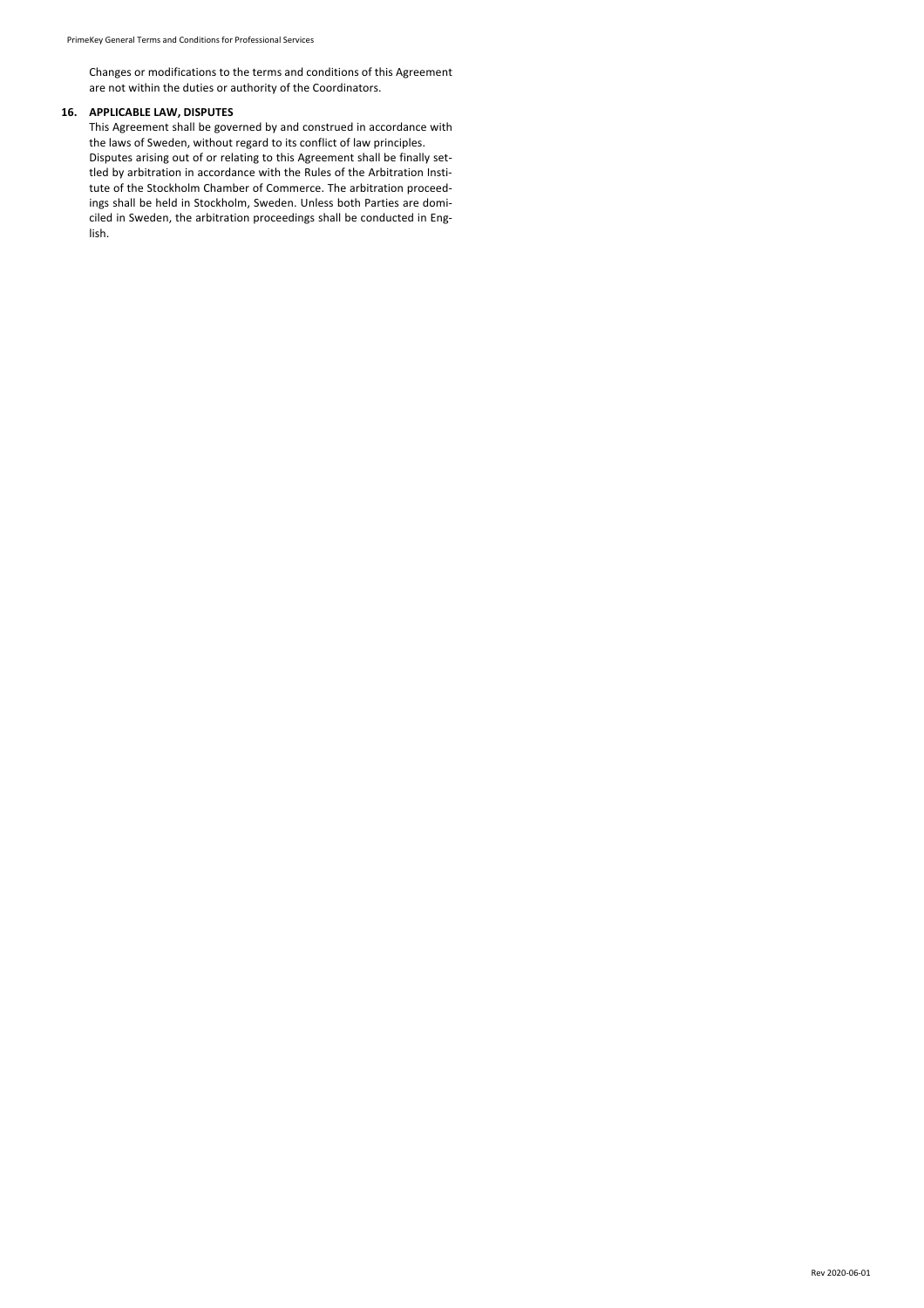Changes or modifications to the terms and conditions of this Agreement are not within the duties or authority of the Coordinators.

**16. APPLICABLE LAW, DISPUTES**

This Agreement shall be governed by and construed in accordance with the laws of Sweden, without regard to its conflict of law principles.

Disputes arising out of or relating to this Agreement shall be finally settled by arbitration in accordance with the Rules of the Arbitration Institute of the Stockholm Chamber of Commerce. The arbitration proceedings shall be held in Stockholm, Sweden. Unless both Parties are domiciled in Sweden, the arbitration proceedings shall be conducted in English.